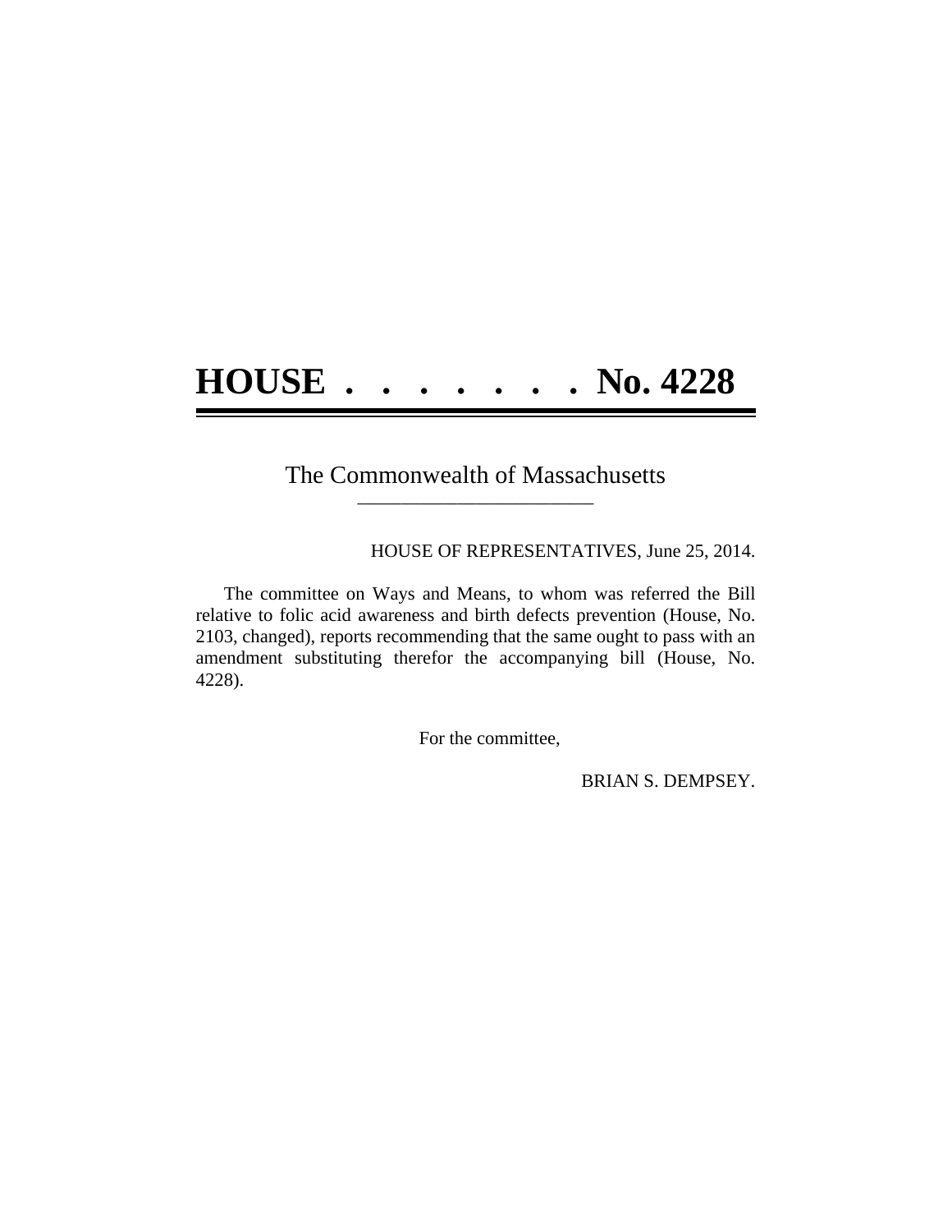# HOUSE . . . . . . . . No. 4228

The Commonwealth of Massachusetts

---

HOUSE OF REPRESENTATIVES, June 25, 2014.

The committee on Ways and Means, to whom was referred the Bill relative to folic acid awareness and birth defects prevention (House, No. 2103, changed), reports recommending that the same ought to pass with an amendment substituting therefor the accompanying bill (House, No. 4228).

For the committee,

BRIAN S. DEMPSEY.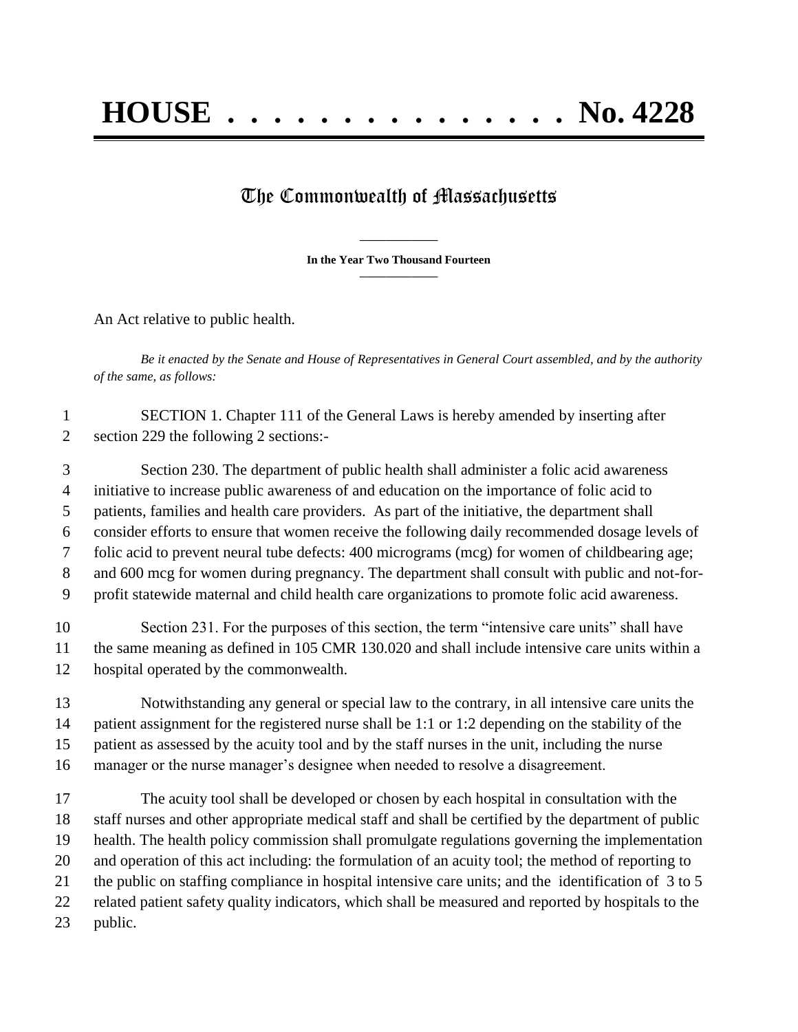# HOUSE . . . . . . . . . . . . . . . No. 4228

The Commonwealth of Massachusetts

**In the Year Two Thousand Fourteen**

An Act relative to public health.

*Be it enacted by the Senate and House of Representatives in General Court assembled, and by the authority of the same, as follows:*

SECTION 1. Chapter 111 of the General Laws is hereby amended by inserting after section 229 the following 2 sections:-

Section 230. The department of public health shall administer a folic acid awareness initiative to increase public awareness of and education on the importance of folic acid to patients, families and health care providers. As part of the initiative, the department shall consider efforts to ensure that women receive the following daily recommended dosage levels of folic acid to prevent neural tube defects: 400 micrograms (mcg) for women of childbearing age; and 600 mcg for women during pregnancy. The department shall consult with public and not-for-profit statewide maternal and child health care organizations to promote folic acid awareness.

Section 231. For the purposes of this section, the term "intensive care units" shall have the same meaning as defined in 105 CMR 130.020 and shall include intensive care units within a hospital operated by the commonwealth.

Notwithstanding any general or special law to the contrary, in all intensive care units the patient assignment for the registered nurse shall be 1:1 or 1:2 depending on the stability of the patient as assessed by the acuity tool and by the staff nurses in the unit, including the nurse manager or the nurse manager's designee when needed to resolve a disagreement.

The acuity tool shall be developed or chosen by each hospital in consultation with the staff nurses and other appropriate medical staff and shall be certified by the department of public health. The health policy commission shall promulgate regulations governing the implementation and operation of this act including: the formulation of an acuity tool; the method of reporting to the public on staffing compliance in hospital intensive care units; and the identification of 3 to 5 related patient safety quality indicators, which shall be measured and reported by hospitals to the public.